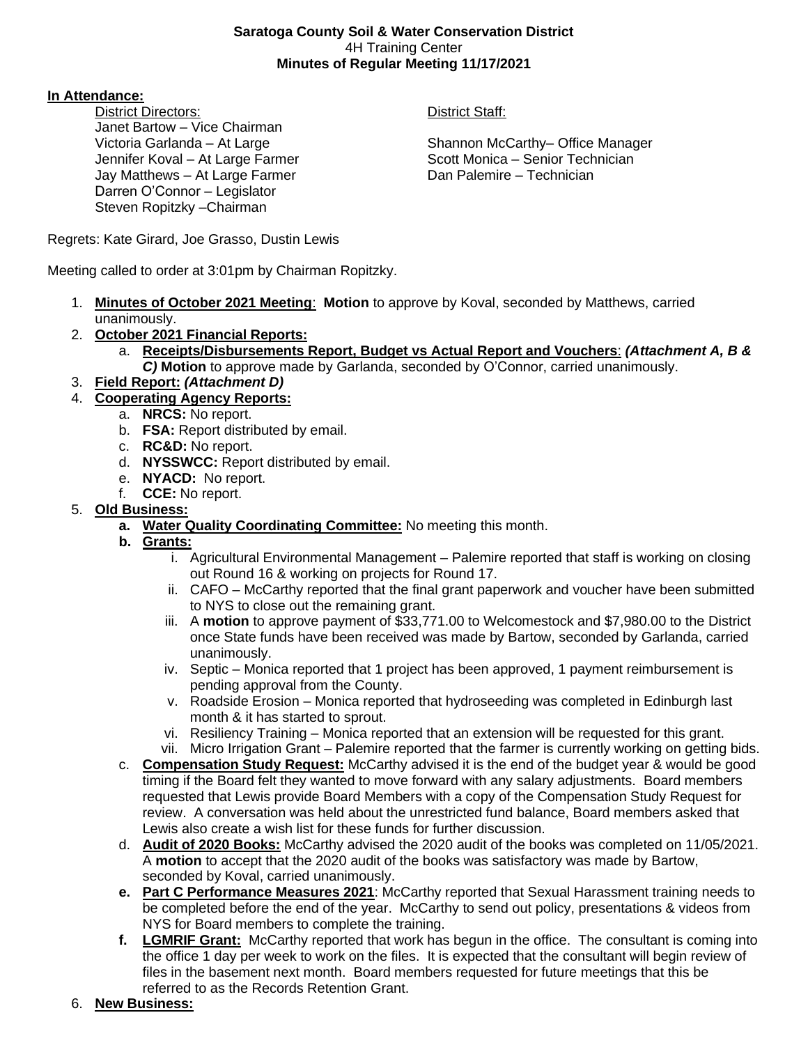**Saratoga County Soil & Water Conservation District**
4H Training Center
**Minutes of Regular Meeting 11/17/2021**

**In Attendance:**

District Directors:
Janet Bartow – Vice Chairman
Victoria Garlanda – At Large
Jennifer Koval – At Large Farmer
Jay Matthews – At Large Farmer
Darren O'Connor – Legislator
Steven Ropitzky –Chairman

District Staff:
Shannon McCarthy– Office Manager
Scott Monica – Senior Technician
Dan Palemire – Technician

Regrets: Kate Girard, Joe Grasso, Dustin Lewis

Meeting called to order at 3:01pm by Chairman Ropitzky.

1. **Minutes of October 2021 Meeting**: **Motion** to approve by Koval, seconded by Matthews, carried unanimously.
2. **October 2021 Financial Reports:**
   a. **Receipts/Disbursements Report, Budget vs Actual Report and Vouchers**: ***(Attachment A, B & C)*** **Motion** to approve made by Garlanda, seconded by O'Connor, carried unanimously.
3. **Field Report:** ***(Attachment D)***
4. **Cooperating Agency Reports:**
   a. **NRCS:** No report.
   b. **FSA:** Report distributed by email.
   c. **RC&D:** No report.
   d. **NYSSWCC:** Report distributed by email.
   e. **NYACD:** No report.
   f. **CCE:** No report.
5. **Old Business:**
   **a. Water Quality Coordinating Committee:** No meeting this month.
   **b. Grants:**
      i. Agricultural Environmental Management – Palemire reported that staff is working on closing out Round 16 & working on projects for Round 17.
      ii. CAFO – McCarthy reported that the final grant paperwork and voucher have been submitted to NYS to close out the remaining grant.
      iii. A **motion** to approve payment of $33,771.00 to Welcomestock and $7,980.00 to the District once State funds have been received was made by Bartow, seconded by Garlanda, carried unanimously.
      iv. Septic – Monica reported that 1 project has been approved, 1 payment reimbursement is pending approval from the County.
      v. Roadside Erosion – Monica reported that hydroseeding was completed in Edinburgh last month & it has started to sprout.
      vi. Resiliency Training – Monica reported that an extension will be requested for this grant.
      vii. Micro Irrigation Grant – Palemire reported that the farmer is currently working on getting bids.
   c. **Compensation Study Request:** McCarthy advised it is the end of the budget year & would be good timing if the Board felt they wanted to move forward with any salary adjustments. Board members requested that Lewis provide Board Members with a copy of the Compensation Study Request for review. A conversation was held about the unrestricted fund balance, Board members asked that Lewis also create a wish list for these funds for further discussion.
   d. **Audit of 2020 Books:** McCarthy advised the 2020 audit of the books was completed on 11/05/2021. A **motion** to accept that the 2020 audit of the books was satisfactory was made by Bartow, seconded by Koval, carried unanimously.
   **e. Part C Performance Measures 2021**: McCarthy reported that Sexual Harassment training needs to be completed before the end of the year. McCarthy to send out policy, presentations & videos from NYS for Board members to complete the training.
   **f. LGMRIF Grant:** McCarthy reported that work has begun in the office. The consultant is coming into the office 1 day per week to work on the files. It is expected that the consultant will begin review of files in the basement next month. Board members requested for future meetings that this be referred to as the Records Retention Grant.
6. **New Business:**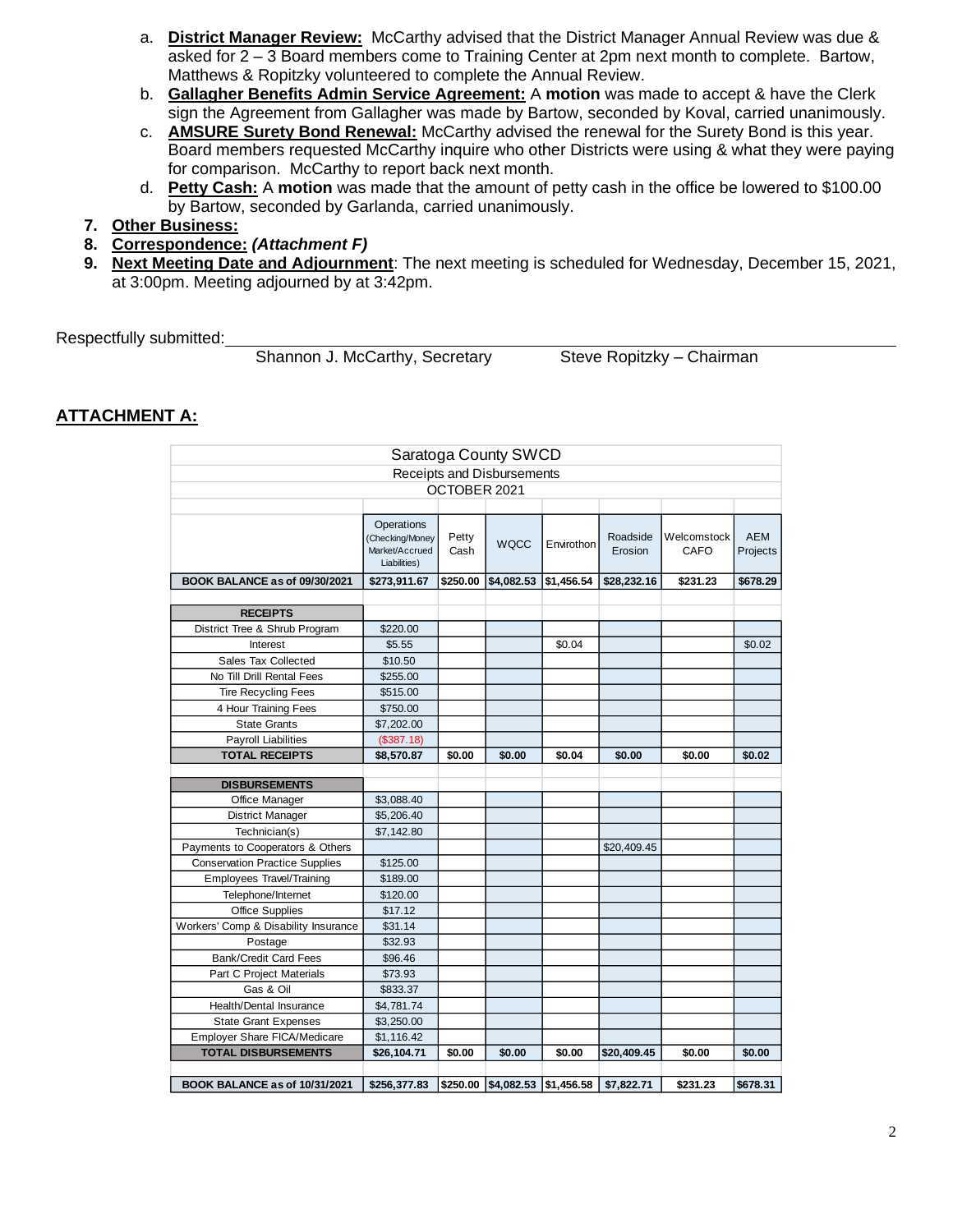a. **District Manager Review:** McCarthy advised that the District Manager Annual Review was due & asked for 2 – 3 Board members come to Training Center at 2pm next month to complete. Bartow, Matthews & Ropitzky volunteered to complete the Annual Review.

b. **Gallagher Benefits Admin Service Agreement:** A **motion** was made to accept & have the Clerk sign the Agreement from Gallagher was made by Bartow, seconded by Koval, carried unanimously.

c. **AMSURE Surety Bond Renewal:** McCarthy advised the renewal for the Surety Bond is this year. Board members requested McCarthy inquire who other Districts were using & what they were paying for comparison. McCarthy to report back next month.

d. **Petty Cash:** A **motion** was made that the amount of petty cash in the office be lowered to $100.00 by Bartow, seconded by Garlanda, carried unanimously.

7. **Other Business:**
8. **Correspondence:** ***(Attachment F)***
9. **Next Meeting Date and Adjournment**: The next meeting is scheduled for Wednesday, December 15, 2021, at 3:00pm. Meeting adjourned by at 3:42pm.

Respectfully submitted:

Shannon J. McCarthy, Secretary  Steve Ropitzky – Chairman

## ATTACHMENT A:

Saratoga County SWCD
Receipts and Disbursements
OCTOBER 2021

| | Operations (Checking/Money Market/Accrued Liabilities) | Petty Cash | WQCC | Envirothon | Roadside Erosion | Welcomstock CAFO | AEM Projects |
|---|---|---|---|---|---|---|---|
| **BOOK BALANCE as of 09/30/2021** | **$273,911.67** | **$250.00** | **$4,082.53** | **$1,456.54** | **$28,232.16** | **$231.23** | **$678.29** |
| **RECEIPTS** | | | | | | | |
| District Tree & Shrub Program | $220.00 | | | | | | |
| Interest | $5.55 | | | $0.04 | | | $0.02 |
| Sales Tax Collected | $10.50 | | | | | | |
| No Till Drill Rental Fees | $255.00 | | | | | | |
| Tire Recycling Fees | $515.00 | | | | | | |
| 4 Hour Training Fees | $750.00 | | | | | | |
| State Grants | $7,202.00 | | | | | | |
| Payroll Liabilities | ($387.18) | | | | | | |
| **TOTAL RECEIPTS** | **$8,570.87** | **$0.00** | **$0.00** | **$0.04** | **$0.00** | **$0.00** | **$0.02** |
| **DISBURSEMENTS** | | | | | | | |
| Office Manager | $3,088.40 | | | | | | |
| District Manager | $5,206.40 | | | | | | |
| Technician(s) | $7,142.80 | | | | | | |
| Payments to Cooperators & Others | | | | | $20,409.45 | | |
| Conservation Practice Supplies | $125.00 | | | | | | |
| Employees Travel/Training | $189.00 | | | | | | |
| Telephone/Internet | $120.00 | | | | | | |
| Office Supplies | $17.12 | | | | | | |
| Workers' Comp & Disability Insurance | $31.14 | | | | | | |
| Postage | $32.93 | | | | | | |
| Bank/Credit Card Fees | $96.46 | | | | | | |
| Part C Project Materials | $73.93 | | | | | | |
| Gas & Oil | $833.37 | | | | | | |
| Health/Dental Insurance | $4,781.74 | | | | | | |
| State Grant Expenses | $3,250.00 | | | | | | |
| Employer Share FICA/Medicare | $1,116.42 | | | | | | |
| **TOTAL DISBURSEMENTS** | **$26,104.71** | **$0.00** | **$0.00** | **$0.00** | **$20,409.45** | **$0.00** | **$0.00** |
| **BOOK BALANCE as of 10/31/2021** | **$256,377.83** | **$250.00** | **$4,082.53** | **$1,456.58** | **$7,822.71** | **$231.23** | **$678.31** |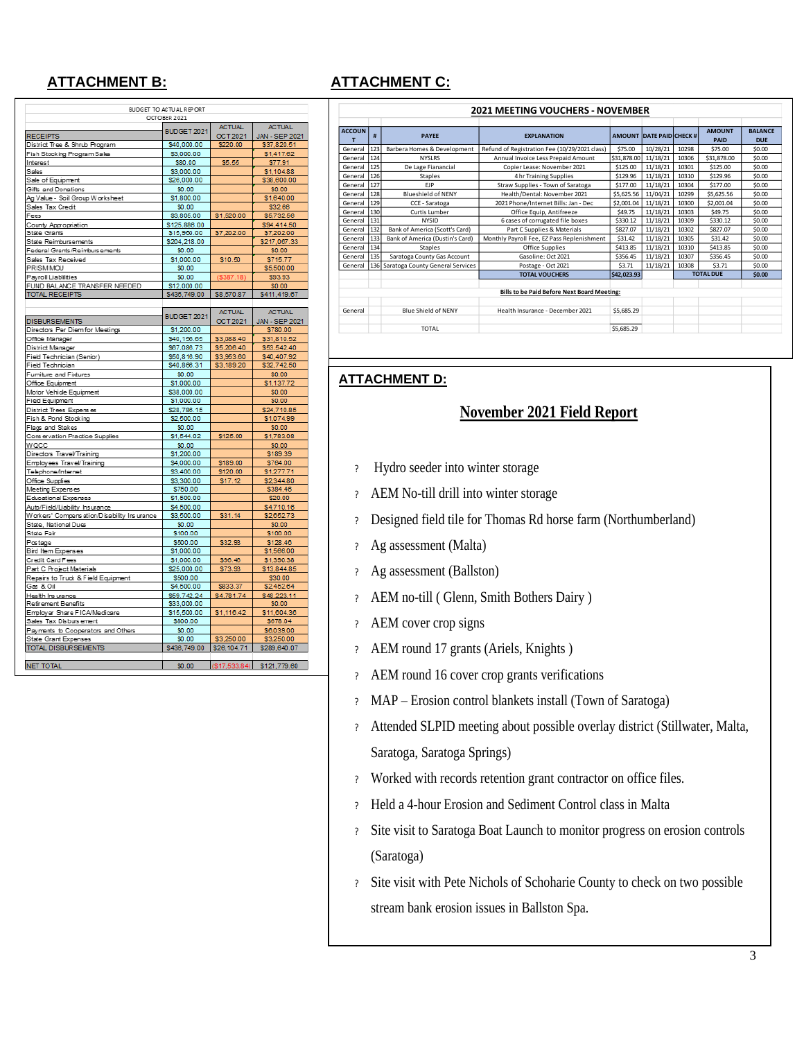## ATTACHMENT B:

BUDGET TO ACTUAL REPORT
OCTOBER 2021

| RECEIPTS | BUDGET 2021 | ACTUAL OCT 2021 | ACTUAL JAN - SEP 2021 |
|---|---|---|---|
| District Tree & Shrub Program | $40,000.00 | $220.00 | $37,820.51 |
| Fish Stocking Program Sales | $3,000.00 | | $1,417.62 |
| Interest | $80.00 | $5.55 | $77.91 |
| Sales | $3,000.00 | | $1,104.88 |
| Sale of Equipment | $26,000.00 | | $38,600.00 |
| Gifts and Donations | $0.00 | | $0.00 |
| Ag Value - Soil Group Worksheet | $1,800.00 | | $1,640.00 |
| Sales Tax Credit | $0.00 | | $32.66 |
| Fees | $3,805.00 | $1,520.00 | $5,732.56 |
| County Appropriation | $125,886.00 | | $94,414.50 |
| State Grants | $15,960.00 | $7,202.00 | $7,202.00 |
| State Reimbursements | $204,218.00 | | $217,067.33 |
| Federal Grants/Reimbursements | $0.00 | | $0.00 |
| Sales Tax Received | $1,000.00 | $10.50 | $715.77 |
| PRISM MOU | $0.00 | | $5,500.00 |
| Payroll Liabilities | $0.00 | ($387.18) | $93.93 |
| FUND BALANCE TRANSFER NEEDED | $12,000.00 | | $0.00 |
| TOTAL RECEIPTS | $436,749.00 | $8,570.87 | $411,419.67 |

| DISBURSEMENTS | BUDGET 2021 | ACTUAL OCT 2021 | ACTUAL JAN - SEP 2021 |
|---|---|---|---|
| Directors Per Diem for Meetings | $1,200.00 | | $780.00 |
| Office Manager | $40,156.65 | $3,088.40 | $31,810.52 |
| District Manager | $67,086.73 | $5,206.40 | $53,542.40 |
| Field Technician (Senior) | $50,816.90 | $3,953.60 | $40,407.92 |
| Field Technician | $40,866.31 | $3,189.20 | $32,742.50 |
| Furniture and Fixtures | $0.00 | | $0.00 |
| Office Equipment | $1,000.00 | | $1,137.72 |
| Motor Vehicle Equipment | $38,000.00 | | $0.00 |
| Field Equipment | $1,000.00 | | $0.00 |
| District Trees Expenses | $28,786.15 | | $24,710.85 |
| Fish & Pond Stocking | $2,500.00 | | $1,074.99 |
| Flags and Stakes | $0.00 | | $0.00 |
| Conservation Practice Supplies | $1,544.02 | $125.00 | $1,793.09 |
| WQCC | $0.00 | | $0.00 |
| Directors Travel/Training | $1,200.00 | | $189.39 |
| Employees Travel/Training | $4,000.00 | $189.00 | $764.00 |
| Telephone/Internet | $3,400.00 | $120.00 | $1,277.71 |
| Office Supplies | $3,300.00 | $17.12 | $2,344.80 |
| Meeting Expenses | $750.00 | | $384.46 |
| Educational Expenses | $1,500.00 | | $20.00 |
| Auto/Field/Liability Insurance | $4,500.00 | | $4,710.16 |
| Workers' Compensation/Disability Insurance | $3,500.00 | $31.14 | $2,652.73 |
| State, National Dues | $0.00 | | $0.00 |
| State Fair | $100.00 | | $100.00 |
| Postage | $500.00 | $32.93 | $128.46 |
| Bird Item Expenses | $1,000.00 | | $1,566.00 |
| Credit Card Fees | $1,000.00 | $90.40 | $1,390.38 |
| Part C Project Materials | $25,000.00 | $73.93 | $13,844.85 |
| Repairs to Truck & Field Equipment | $500.00 | | $30.00 |
| Gas & Oil | $4,500.00 | $833.37 | $2,452.64 |
| Health Insurance | $59,742.24 | $4,781.74 | $48,223.11 |
| Retirement Benefits | $33,000.00 | | $0.00 |
| Employer Share FICA/Medicare | $15,500.00 | $1,116.42 | $11,604.36 |
| Sales Tax Disbursement | $800.00 | | $678.04 |
| Payments to Cooperators and Others | $0.00 | | $6,039.00 |
| State Grant Expenses | $0.00 | $3,250.00 | $3,250.00 |
| TOTAL DISBURSEMENTS | $436,749.00 | $26,104.71 | $289,640.07 |
| | | | |
| NET TOTAL | $0.00 | ($17,533.84) | $121,779.60 |

## ATTACHMENT C:

**2021 MEETING VOUCHERS - NOVEMBER**

| ACCOUNT | # | PAYEE | EXPLANATION | AMOUNT | DATE PAID | CHECK # | AMOUNT PAID | BALANCE DUE |
|---|---|---|---|---|---|---|---|---|
| General | 123 | Barbera Homes & Development | Refund of Registration Fee (10/29/2021 class) | $75.00 | 10/28/21 | 10298 | $75.00 | $0.00 |
| General | 124 | NYSLRS | Annual Invoice Less Prepaid Amount | $31,878.00 | 11/18/21 | 10306 | $31,878.00 | $0.00 |
| General | 125 | De Lage Fianancial | Copier Lease: November 2021 | $125.00 | 11/18/21 | 10301 | $125.00 | $0.00 |
| General | 126 | Staples | 4 hr Training Supplies | $129.96 | 11/18/21 | 10310 | $129.96 | $0.00 |
| General | 127 | EJP | Straw Supplies - Town of Saratoga | $177.00 | 11/18/21 | 10304 | $177.00 | $0.00 |
| General | 128 | Blueshield of NENY | Health/Dental: November 2021 | $5,625.56 | 11/04/21 | 10299 | $5,625.56 | $0.00 |
| General | 129 | CCE - Saratoga | 2021 Phone/Internet Bills: Jan - Dec | $2,001.04 | 11/18/21 | 10300 | $2,001.04 | $0.00 |
| General | 130 | Curtis Lumber | Office Equip, Antifreeze | $49.75 | 11/18/21 | 10303 | $49.75 | $0.00 |
| General | 131 | NYSID | 6 cases of corrugated file boxes | $330.12 | 11/18/21 | 10309 | $330.12 | $0.00 |
| General | 132 | Bank of America (Scott's Card) | Part C Supplies & Materials | $827.07 | 11/18/21 | 10302 | $827.07 | $0.00 |
| General | 133 | Bank of America (Dustin's Card) | Monthly Payroll Fee, EZ Pass Replenishment | $31.42 | 11/18/21 | 10305 | $31.42 | $0.00 |
| General | 134 | Staples | Office Supplies | $413.85 | 11/18/21 | 10310 | $413.85 | $0.00 |
| General | 135 | Saratoga County Gas Account | Gasoline: Oct 2021 | $356.45 | 11/18/21 | 10307 | $356.45 | $0.00 |
| General | 136 | Saratoga County General Services | Postage - Oct 2021 | $3.71 | 11/18/21 | 10308 | $3.71 | $0.00 |
| | | | TOTAL VOUCHERS | $42,023.93 | | | TOTAL DUE | $0.00 |

**Bills to be Paid Before Next Board Meeting:**

| ACCOUNT | PAYEE | EXPLANATION | AMOUNT |
|---|---|---|---|
| General | Blue Shield of NENY | Health Insurance - December 2021 | $5,685.29 |
| | TOTAL | | $5,685.29 |

## ATTACHMENT D:

### November 2021 Field Report

- Hydro seeder into winter storage
- AEM No-till drill into winter storage
- Designed field tile for Thomas Rd horse farm (Northumberland)
- Ag assessment (Malta)
- Ag assessment (Ballston)
- AEM no-till ( Glenn, Smith Bothers Dairy )
- AEM cover crop signs
- AEM round 17 grants (Ariels, Knights )
- AEM round 16 cover crop grants verifications
- MAP – Erosion control blankets install (Town of Saratoga)
- Attended SLPID meeting about possible overlay district (Stillwater, Malta, Saratoga, Saratoga Springs)
- Worked with records retention grant contractor on office files.
- Held a 4-hour Erosion and Sediment Control class in Malta
- Site visit to Saratoga Boat Launch to monitor progress on erosion controls (Saratoga)
- Site visit with Pete Nichols of Schoharie County to check on two possible stream bank erosion issues in Ballston Spa.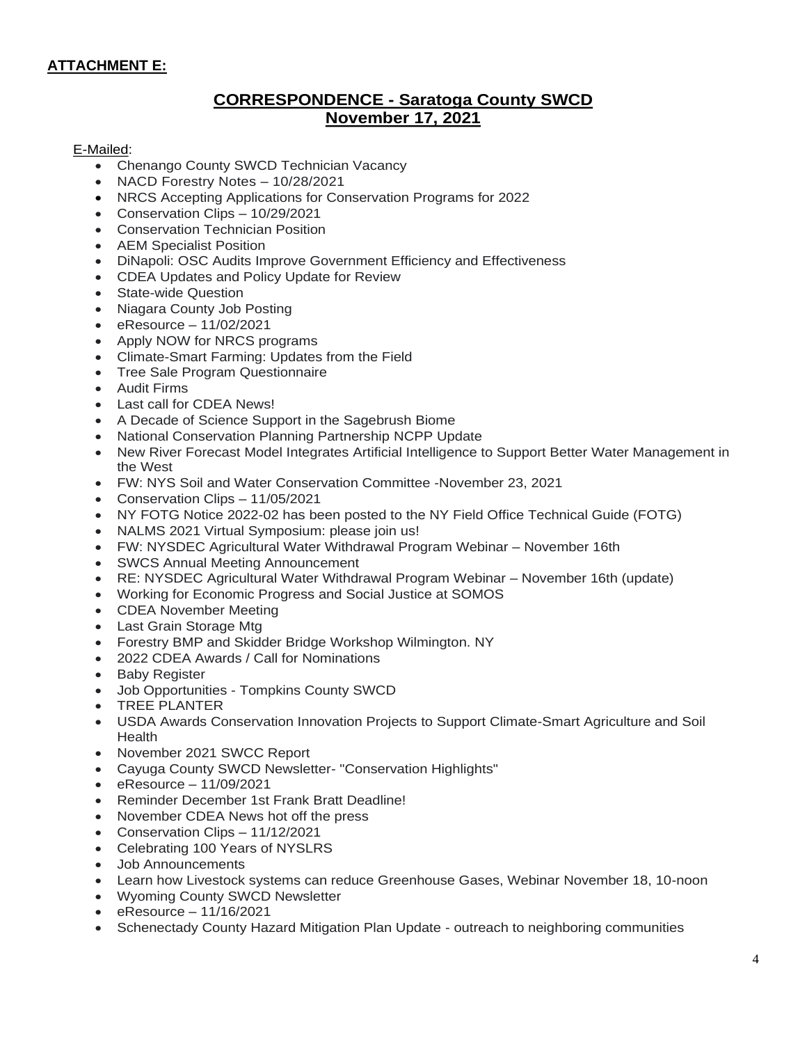**ATTACHMENT E:**

## **CORRESPONDENCE - Saratoga County SWCD**
## **November 17, 2021**

E-Mailed:

- Chenango County SWCD Technician Vacancy
- NACD Forestry Notes – 10/28/2021
- NRCS Accepting Applications for Conservation Programs for 2022
- Conservation Clips – 10/29/2021
- Conservation Technician Position
- AEM Specialist Position
- DiNapoli: OSC Audits Improve Government Efficiency and Effectiveness
- CDEA Updates and Policy Update for Review
- State-wide Question
- Niagara County Job Posting
- eResource – 11/02/2021
- Apply NOW for NRCS programs
- Climate-Smart Farming: Updates from the Field
- Tree Sale Program Questionnaire
- Audit Firms
- Last call for CDEA News!
- A Decade of Science Support in the Sagebrush Biome
- National Conservation Planning Partnership NCPP Update
- New River Forecast Model Integrates Artificial Intelligence to Support Better Water Management in the West
- FW: NYS Soil and Water Conservation Committee -November 23, 2021
- Conservation Clips – 11/05/2021
- NY FOTG Notice 2022-02 has been posted to the NY Field Office Technical Guide (FOTG)
- NALMS 2021 Virtual Symposium: please join us!
- FW: NYSDEC Agricultural Water Withdrawal Program Webinar – November 16th
- SWCS Annual Meeting Announcement
- RE: NYSDEC Agricultural Water Withdrawal Program Webinar – November 16th (update)
- Working for Economic Progress and Social Justice at SOMOS
- CDEA November Meeting
- Last Grain Storage Mtg
- Forestry BMP and Skidder Bridge Workshop Wilmington. NY
- 2022 CDEA Awards / Call for Nominations
- Baby Register
- Job Opportunities - Tompkins County SWCD
- TREE PLANTER
- USDA Awards Conservation Innovation Projects to Support Climate-Smart Agriculture and Soil Health
- November 2021 SWCC Report
- Cayuga County SWCD Newsletter- "Conservation Highlights"
- eResource – 11/09/2021
- Reminder December 1st Frank Bratt Deadline!
- November CDEA News hot off the press
- Conservation Clips – 11/12/2021
- Celebrating 100 Years of NYSLRS
- Job Announcements
- Learn how Livestock systems can reduce Greenhouse Gases, Webinar November 18, 10-noon
- Wyoming County SWCD Newsletter
- eResource – 11/16/2021
- Schenectady County Hazard Mitigation Plan Update - outreach to neighboring communities